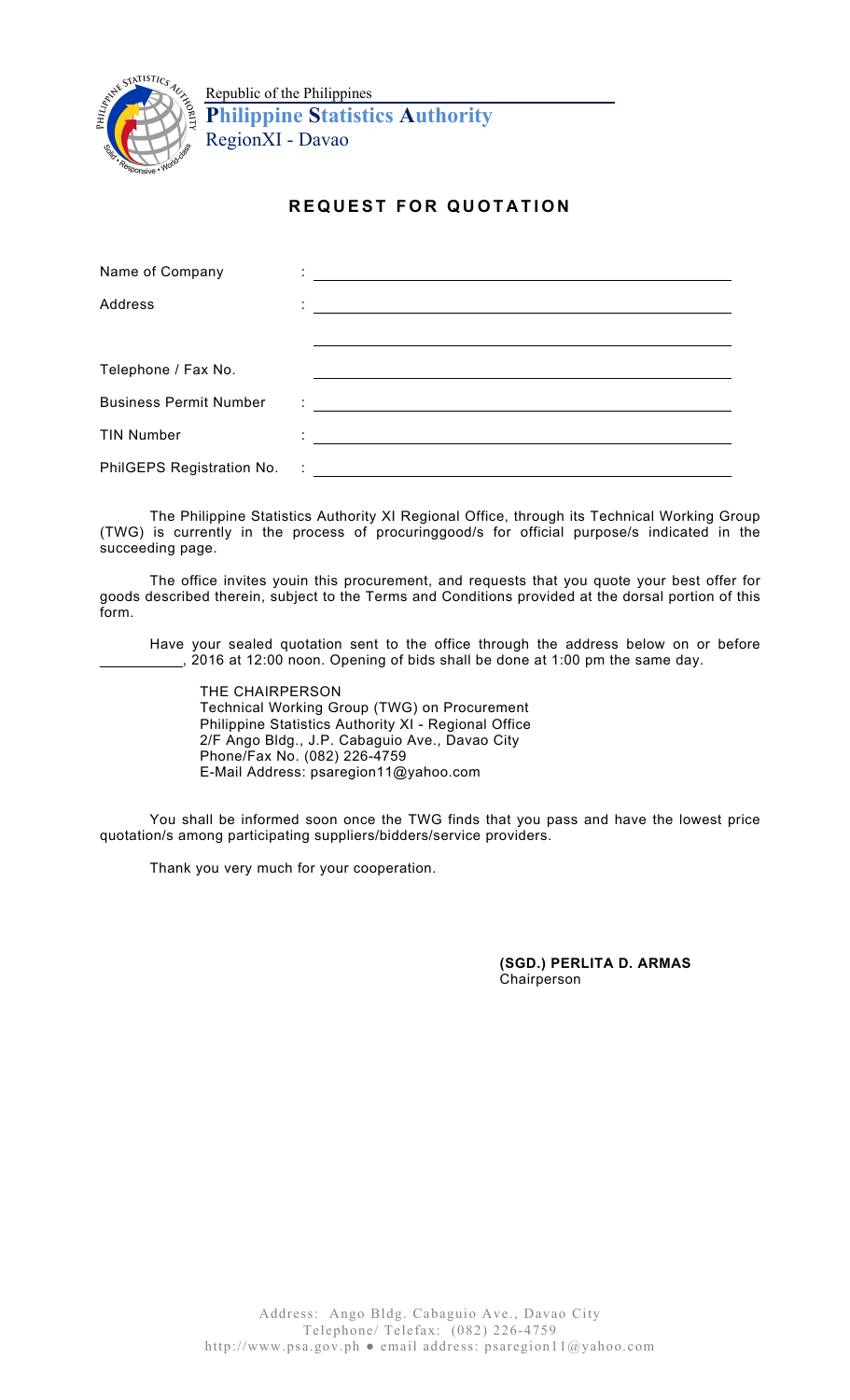Republic of the Philippines
**Philippine Statistics Authority**
RegionXI - Davao

## REQUEST FOR QUOTATION

| | | |
|---|---|---|
| Name of Company | : | ____________________ |
| Address | : | ____________________ |
| | | ____________________ |
| Telephone / Fax No. | | ____________________ |
| Business Permit Number | : | ____________________ |
| TIN Number | : | ____________________ |
| PhilGEPS Registration No. | : | ____________________ |

The Philippine Statistics Authority XI Regional Office, through its Technical Working Group (TWG) is currently in the process of procuringgood/s for official purpose/s indicated in the succeeding page.

The office invites youin this procurement, and requests that you quote your best offer for goods described therein, subject to the Terms and Conditions provided at the dorsal portion of this form.

Have your sealed quotation sent to the office through the address below on or before __________, 2016 at 12:00 noon. Opening of bids shall be done at 1:00 pm the same day.

THE CHAIRPERSON
Technical Working Group (TWG) on Procurement
Philippine Statistics Authority XI - Regional Office
2/F Ango Bldg., J.P. Cabaguio Ave., Davao City
Phone/Fax No. (082) 226-4759
E-Mail Address: psaregion11@yahoo.com

You shall be informed soon once the TWG finds that you pass and have the lowest price quotation/s among participating suppliers/bidders/service providers.

Thank you very much for your cooperation.

**(SGD.) PERLITA D. ARMAS**
Chairperson

Address: Ango Bldg. Cabaguio Ave., Davao City
Telephone/ Telefax: (082) 226-4759
http://www.psa.gov.ph ● email address: psaregion11@yahoo.com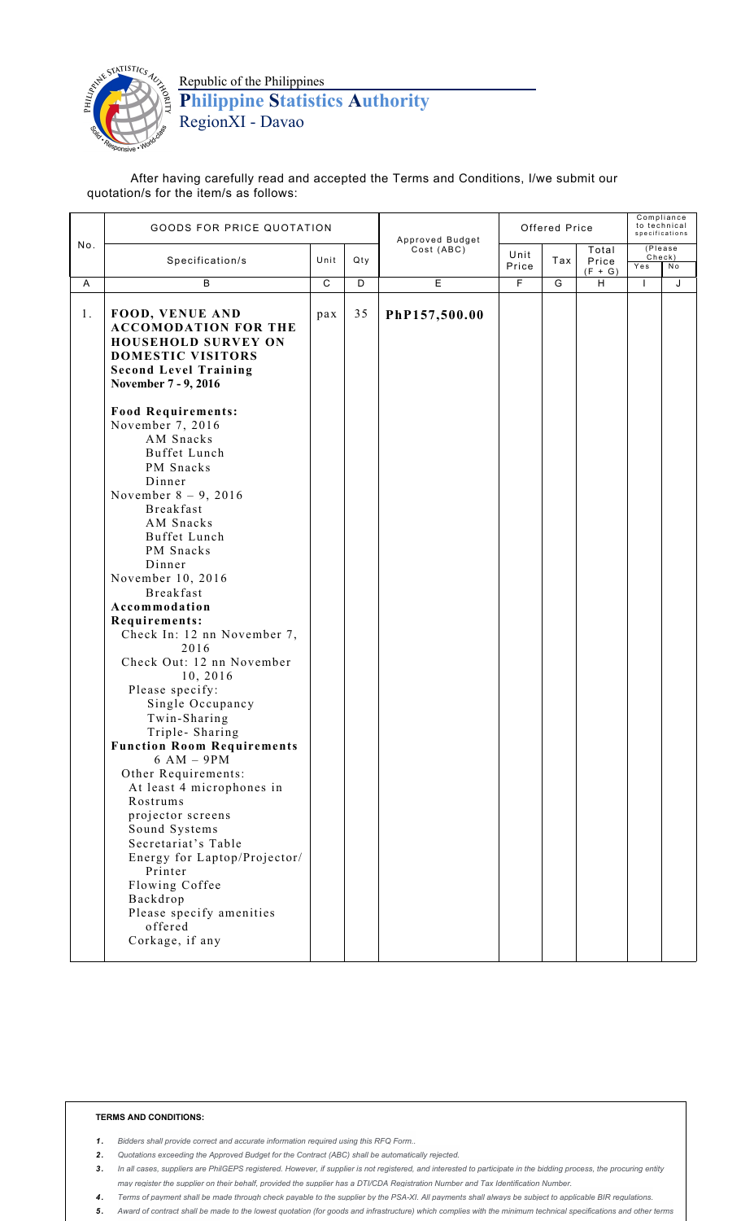Republic of the Philippines

**Philippine Statistics Authority**

RegionXI - Davao

After having carefully read and accepted the Terms and Conditions, I/we submit our quotation/s for the item/s as follows:

| No. | GOODS FOR PRICE QUOTATION | | | Approved Budget Cost (ABC) | Offered Price | | | Compliance to technical specifications (Please Check) | |
|---|---|---|---|---|---|---|---|---|---|
| | Specification/s | Unit | Qty | | Unit Price | Tax | Total Price (F + G) | Yes | No |
| A | B | C | D | E | F | G | H | I | J |
| 1. | **FOOD, VENUE AND ACCOMODATION FOR THE HOUSEHOLD SURVEY ON DOMESTIC VISITORS Second Level Training November 7 - 9, 2016**<br><br>**Food Requirements:**<br>November 7, 2016<br>AM Snacks<br>Buffet Lunch<br>PM Snacks<br>Dinner<br>November 8 – 9, 2016<br>Breakfast<br>AM Snacks<br>Buffet Lunch<br>PM Snacks<br>Dinner<br>November 10, 2016<br>Breakfast<br>**Accommodation Requirements:**<br>Check In: 12 nn November 7, 2016<br>Check Out: 12 nn November 10, 2016<br>Please specify:<br>Single Occupancy<br>Twin-Sharing<br>Triple- Sharing<br>**Function Room Requirements**<br>6 AM – 9PM<br>Other Requirements:<br>At least 4 microphones in Rostrums<br>projector screens<br>Sound Systems<br>Secretariat's Table<br>Energy for Laptop/Projector/ Printer<br>Flowing Coffee<br>Backdrop<br>Please specify amenities offered<br>Corkage, if any | pax | 35 | **PhP157,500.00** | | | | | |

**TERMS AND CONDITIONS:**

1. *Bidders shall provide correct and accurate information required using this RFQ Form..*
2. *Quotations exceeding the Approved Budget for the Contract (ABC) shall be automatically rejected.*
3. *In all cases, suppliers are PhilGEPS registered. However, if supplier is not registered, and interested to participate in the bidding process, the procuring entity may register the supplier on their behalf, provided the supplier has a DTI/CDA Registration Number and Tax Identification Number.*
4. *Terms of payment shall be made through check payable to the supplier by the PSA-XI. All payments shall always be subject to applicable BIR regulations.*
5. *Award of contract shall be made to the lowest quotation (for goods and infrastructure) which complies with the minimum technical specifications and other terms*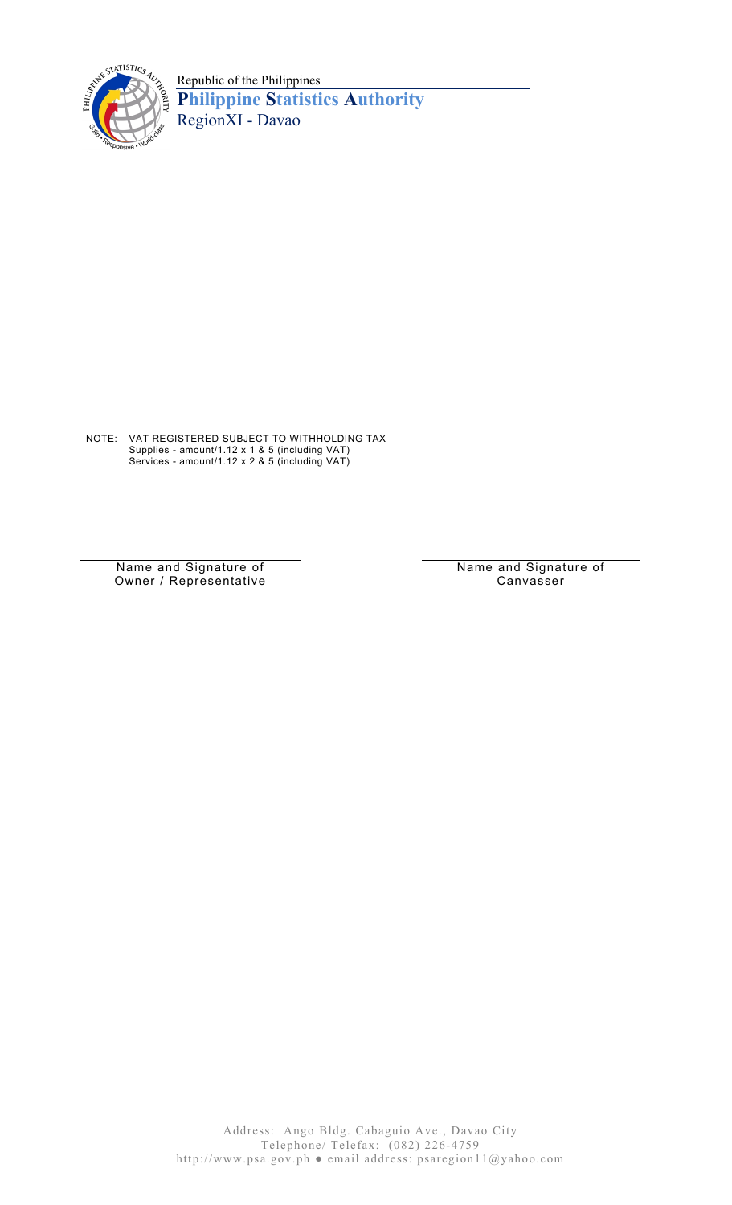NOTE: VAT REGISTERED SUBJECT TO WITHHOLDING TAX
Supplies - amount/1.12 x 1 & 5 (including VAT)
Services - amount/1.12 x 2 & 5 (including VAT)

| | |
|---|---|
| Name and Signature of Owner / Representative | Name and Signature of Canvasser |